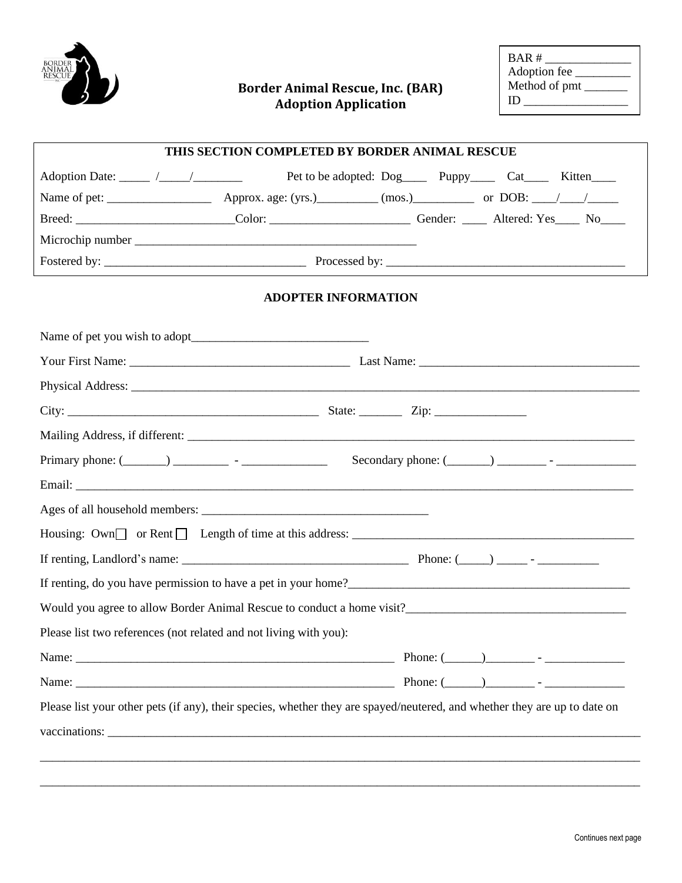# Border Animal Rescue, Inc. (BAR)
## Adoption Application

BAR # ______________
Adoption fee _________
Method of pmt _______
ID ________________

**THIS SECTION COMPLETED BY BORDER ANIMAL RESCUE**

Adoption Date: _____ /_____/________ Pet to be adopted: Dog____ Puppy____ Cat____ Kitten____

Name of pet: ________________ Approx. age: (yrs.)_________ (mos.)_________ or DOB: ____/____/_____

Breed: _________________________Color: ______________________ Gender: ____ Altered: Yes____ No____

Microchip number ______________________________________________

Fostered by: ________________________________ Processed by: ______________________________________

**ADOPTER INFORMATION**

Name of pet you wish to adopt____________________________

Your First Name: ___________________________________ Last Name: ___________________________________

Physical Address: ___________________________________________________________________________________

City: _________________________________________ State: _______ Zip: _______________

Mailing Address, if different: ___________________________________________________________________________

Primary phone: (_______) _________ - ______________ Secondary phone: (_______) ________ - _____________

Email: ______________________________________________________________________________________________

Ages of all household members: _____________________________________

Housing: Own☐ or Rent ☐ Length of time at this address: _______________________________________________

If renting, Landlord's name: _____________________________________ Phone: (_____) _____ - __________

If renting, do you have permission to have a pet in your home?_______________________________________________

Would you agree to allow Border Animal Rescue to conduct a home visit?___________________________________

Please list two references (not related and not living with you):

Name: _____________________________________________________ Phone: (______)________ - _____________

Name: _____________________________________________________ Phone: (______)________ - _____________

Please list your other pets (if any), their species, whether they are spayed/neutered, and whether they are up to date on vaccinations: _______________________________________________________________________________________

_____________________________________________________________________________________________________

_____________________________________________________________________________________________________

Continues next page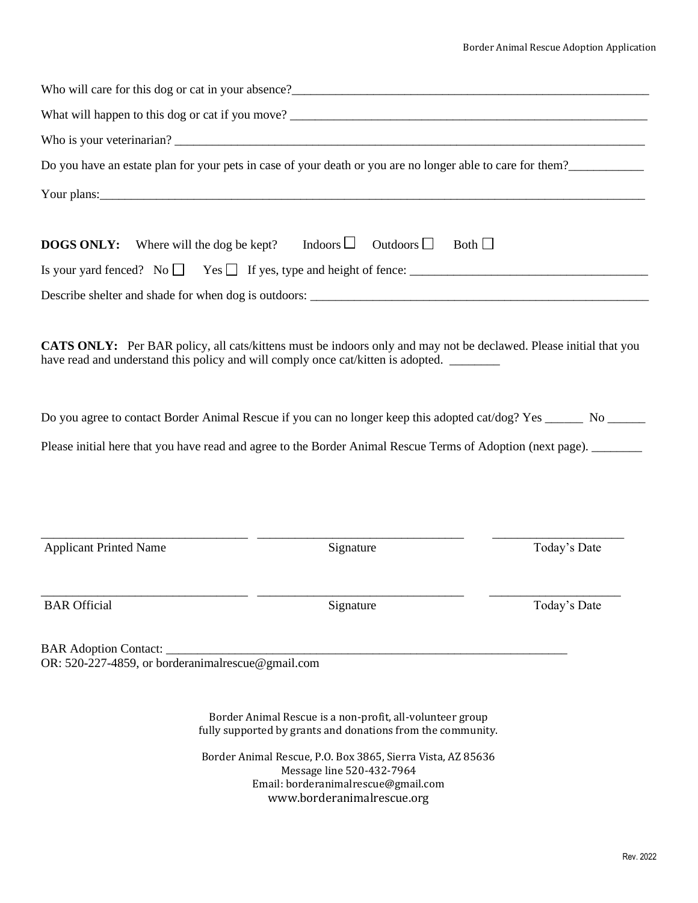Who will care for this dog or cat in your absence?____________________________________________________________

What will happen to this dog or cat if you move? ____________________________________________________________

Who is your veterinarian? ________________________________________________________________________________

Do you have an estate plan for your pets in case of your death or you are no longer able to care for them?____________

Your plans:______________________________________________________________________________________________

**DOGS ONLY:** Where will the dog be kept? Indoors ☐ Outdoors ☐ Both ☐

Is your yard fenced? No ☐ Yes ☐ If yes, type and height of fence: ______________________________________

Describe shelter and shade for when dog is outdoors: ________________________________________________________

**CATS ONLY:** Per BAR policy, all cats/kittens must be indoors only and may not be declawed. Please initial that you have read and understand this policy and will comply once cat/kitten is adopted. ________

Do you agree to contact Border Animal Rescue if you can no longer keep this adopted cat/dog? Yes ______ No ______

Please initial here that you have read and agree to the Border Animal Rescue Terms of Adoption (next page). ________

| _________________________________ | _________________________________ | ____________________ |
|---|---|---|
| Applicant Printed Name | Signature | Today's Date |
| _________________________________ | _________________________________ | ____________________ |
| BAR Official | Signature | Today's Date |

BAR Adoption Contact: ____________________________________________________________________
OR: 520-227-4859, or borderanimalrescue@gmail.com

Border Animal Rescue is a non-profit, all-volunteer group
fully supported by grants and donations from the community.

Border Animal Rescue, P.O. Box 3865, Sierra Vista, AZ 85636
Message line 520-432-7964
Email: borderanimalrescue@gmail.com
www.borderanimalrescue.org

Rev. 2022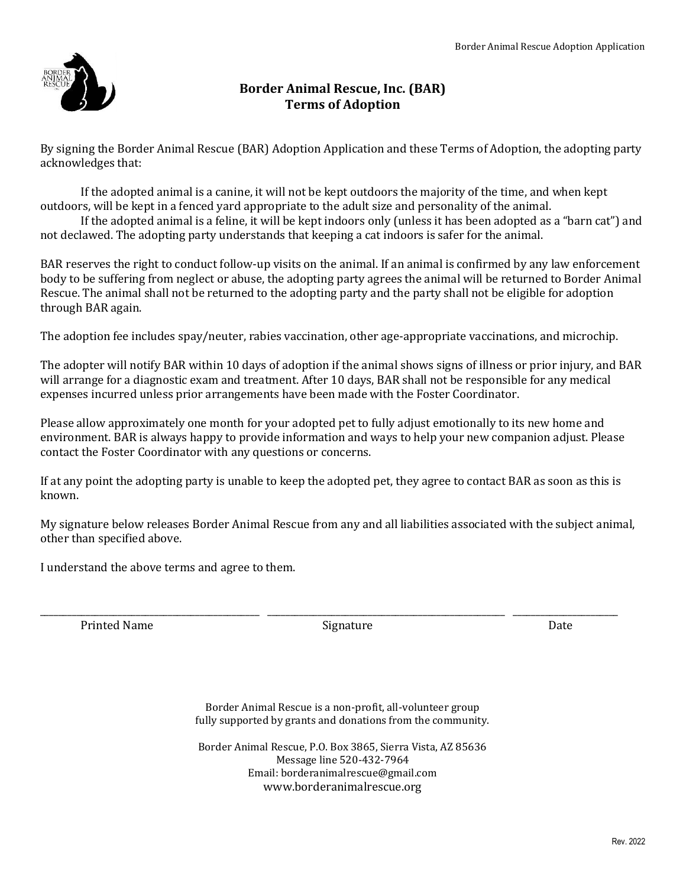## Border Animal Rescue, Inc. (BAR)
## Terms of Adoption

By signing the Border Animal Rescue (BAR) Adoption Application and these Terms of Adoption, the adopting party acknowledges that:

If the adopted animal is a canine, it will not be kept outdoors the majority of the time, and when kept outdoors, will be kept in a fenced yard appropriate to the adult size and personality of the animal.

If the adopted animal is a feline, it will be kept indoors only (unless it has been adopted as a "barn cat") and not declawed. The adopting party understands that keeping a cat indoors is safer for the animal.

BAR reserves the right to conduct follow-up visits on the animal. If an animal is confirmed by any law enforcement body to be suffering from neglect or abuse, the adopting party agrees the animal will be returned to Border Animal Rescue. The animal shall not be returned to the adopting party and the party shall not be eligible for adoption through BAR again.

The adoption fee includes spay/neuter, rabies vaccination, other age-appropriate vaccinations, and microchip.

The adopter will notify BAR within 10 days of adoption if the animal shows signs of illness or prior injury, and BAR will arrange for a diagnostic exam and treatment. After 10 days, BAR shall not be responsible for any medical expenses incurred unless prior arrangements have been made with the Foster Coordinator.

Please allow approximately one month for your adopted pet to fully adjust emotionally to its new home and environment. BAR is always happy to provide information and ways to help your new companion adjust. Please contact the Foster Coordinator with any questions or concerns.

If at any point the adopting party is unable to keep the adopted pet, they agree to contact BAR as soon as this is known.

My signature below releases Border Animal Rescue from any and all liabilities associated with the subject animal, other than specified above.

I understand the above terms and agree to them.

\_\_\_\_\_\_\_\_\_\_\_\_\_\_\_\_\_\_\_\_\_\_\_\_\_\_\_\_\_\_ \_\_\_\_\_\_\_\_\_\_\_\_\_\_\_\_\_\_\_\_\_\_\_\_\_\_\_\_\_\_ \_\_\_\_\_\_\_\_\_\_\_\_\_\_\_

Printed Name Signature Date

Border Animal Rescue is a non-profit, all-volunteer group fully supported by grants and donations from the community.

Border Animal Rescue, P.O. Box 3865, Sierra Vista, AZ 85636
Message line 520-432-7964
Email: borderanimalrescue@gmail.com
www.borderanimalrescue.org

Rev. 2022